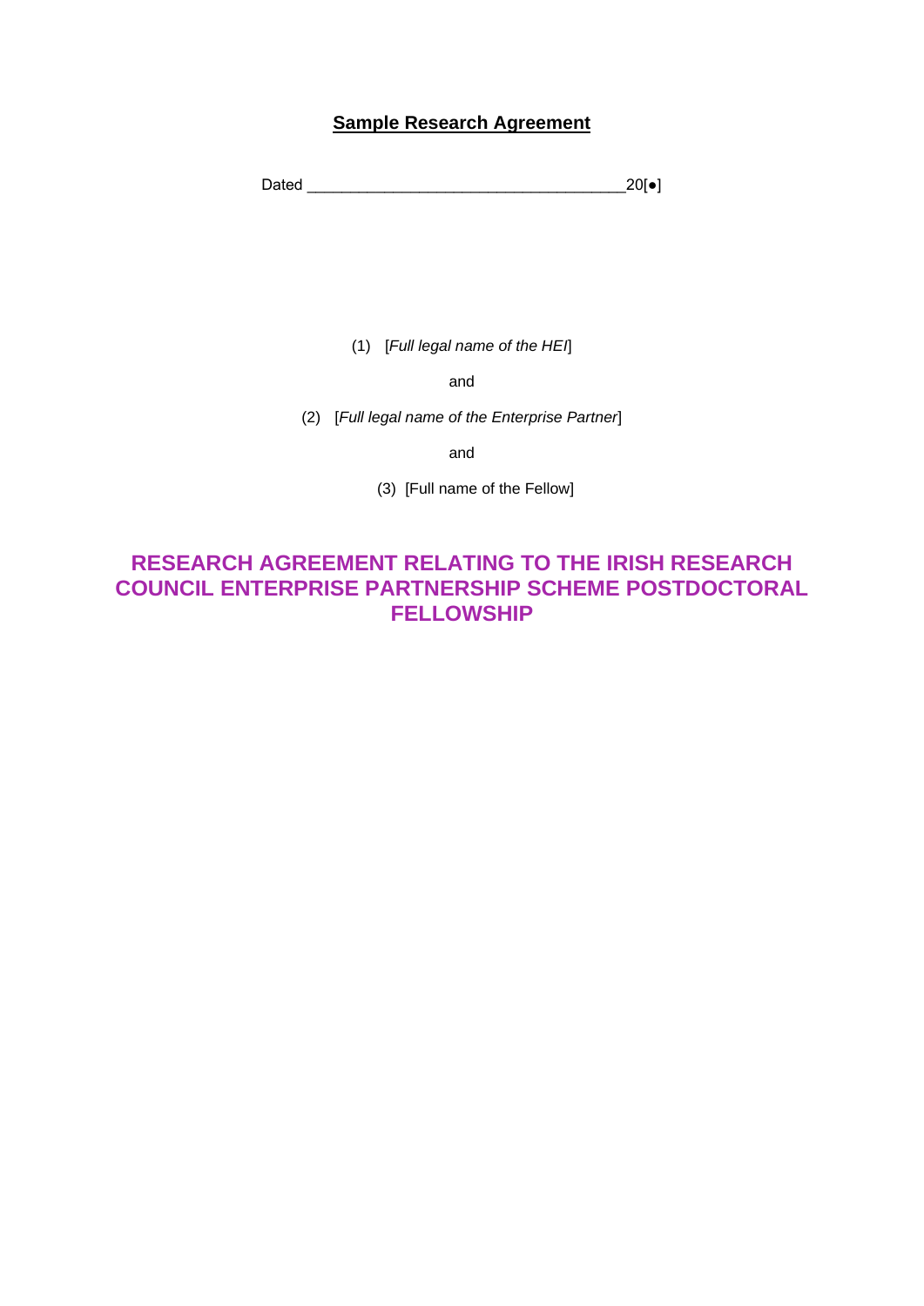**<u>Sample Research Agreement</u>**

Dated ____________________________________20[●]

(1) [*Full legal name of the HEI*]

and

(2) [*Full legal name of the Enterprise Partner*]

and

(3) [Full name of the Fellow]

# RESEARCH AGREEMENT RELATING TO THE IRISH RESEARCH COUNCIL ENTERPRISE PARTNERSHIP SCHEME POSTDOCTORAL FELLOWSHIP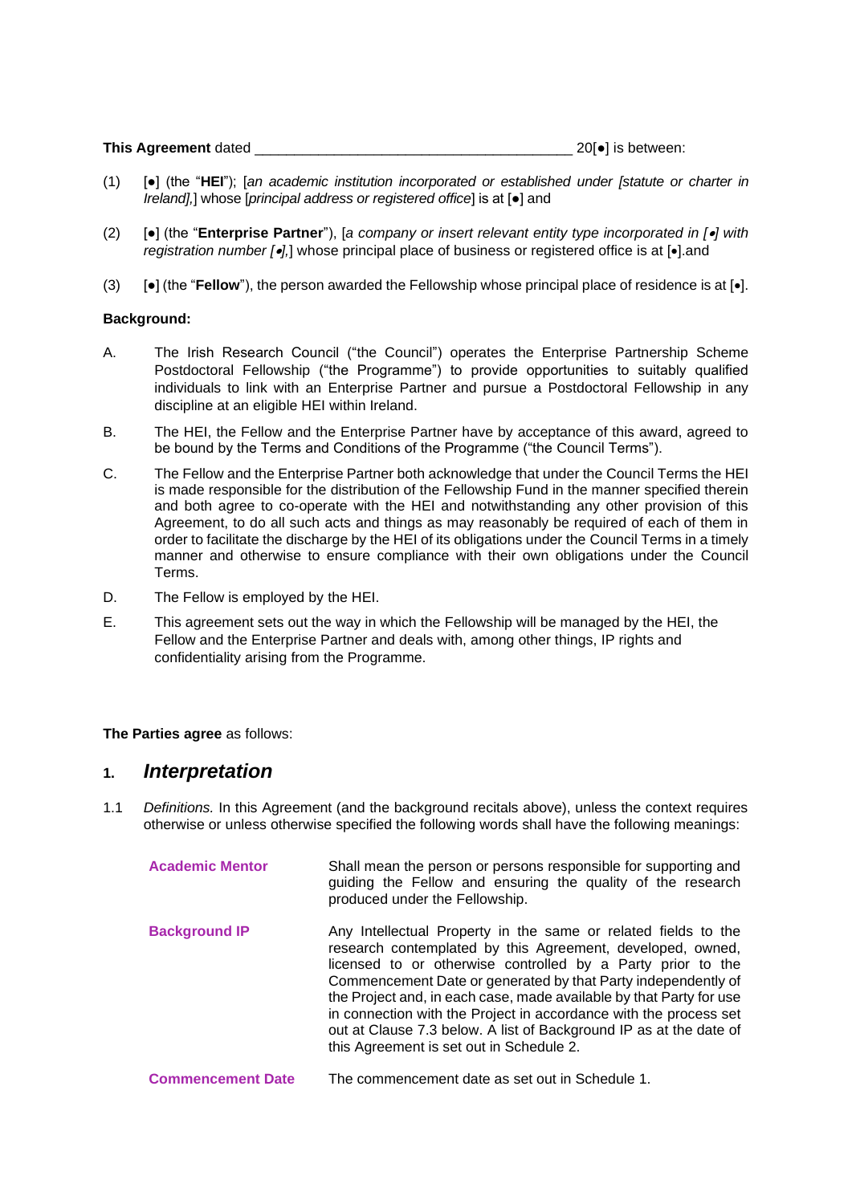**This Agreement** dated \_\_\_\_\_\_\_\_\_\_\_\_\_\_\_\_\_\_\_\_\_\_\_\_\_\_\_\_\_\_\_\_\_\_\_\_\_\_\_\_ 20[●] is between:

(1) [●] (the "**HEI**"); [*an academic institution incorporated or established under [statute or charter in Ireland],*] whose [*principal address or registered office*] is at [●] and

(2) [●] (the "**Enterprise Partner**"), [*a company or insert relevant entity type incorporated in [•] with registration number [•],*] whose principal place of business or registered office is at [•].and

(3) [●] (the "**Fellow**"), the person awarded the Fellowship whose principal place of residence is at [•].

**Background:**

A. The Irish Research Council ("the Council") operates the Enterprise Partnership Scheme Postdoctoral Fellowship ("the Programme") to provide opportunities to suitably qualified individuals to link with an Enterprise Partner and pursue a Postdoctoral Fellowship in any discipline at an eligible HEI within Ireland.

B. The HEI, the Fellow and the Enterprise Partner have by acceptance of this award, agreed to be bound by the Terms and Conditions of the Programme ("the Council Terms").

C. The Fellow and the Enterprise Partner both acknowledge that under the Council Terms the HEI is made responsible for the distribution of the Fellowship Fund in the manner specified therein and both agree to co-operate with the HEI and notwithstanding any other provision of this Agreement, to do all such acts and things as may reasonably be required of each of them in order to facilitate the discharge by the HEI of its obligations under the Council Terms in a timely manner and otherwise to ensure compliance with their own obligations under the Council Terms.

D. The Fellow is employed by the HEI.

E. This agreement sets out the way in which the Fellowship will be managed by the HEI, the Fellow and the Enterprise Partner and deals with, among other things, IP rights and confidentiality arising from the Programme.

**The Parties agree** as follows:

## 1. *Interpretation*

1.1 *Definitions.* In this Agreement (and the background recitals above), unless the context requires otherwise or unless otherwise specified the following words shall have the following meanings:

| | |
|---|---|
| **Academic Mentor** | Shall mean the person or persons responsible for supporting and guiding the Fellow and ensuring the quality of the research produced under the Fellowship. |
| **Background IP** | Any Intellectual Property in the same or related fields to the research contemplated by this Agreement, developed, owned, licensed to or otherwise controlled by a Party prior to the Commencement Date or generated by that Party independently of the Project and, in each case, made available by that Party for use in connection with the Project in accordance with the process set out at Clause 7.3 below. A list of Background IP as at the date of this Agreement is set out in Schedule 2. |
| **Commencement Date** | The commencement date as set out in Schedule 1. |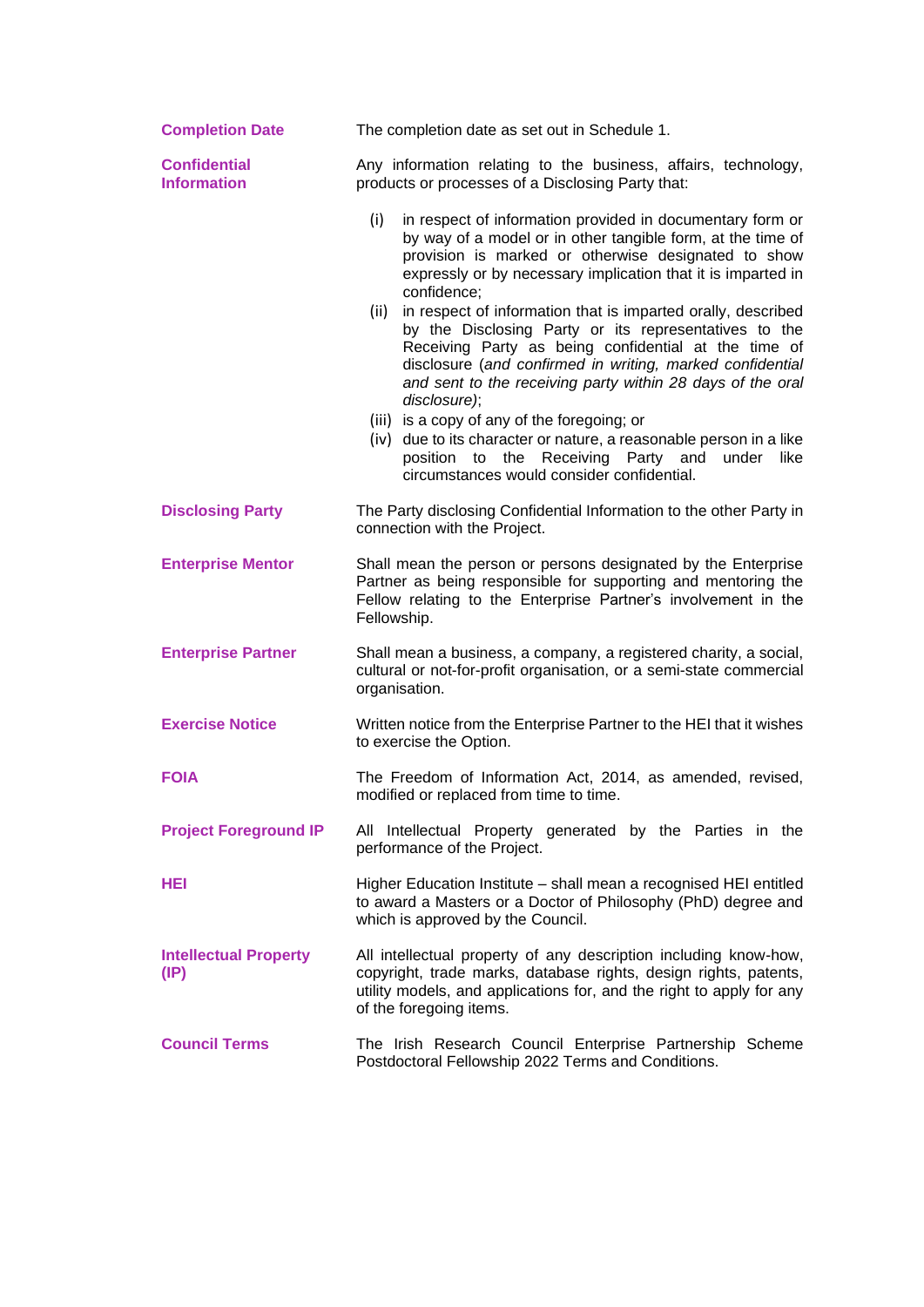| | |
|---|---|
| **Completion Date** | The completion date as set out in Schedule 1. |
| **Confidential Information** | Any information relating to the business, affairs, technology, products or processes of a Disclosing Party that:<br><br>(i) in respect of information provided in documentary form or by way of a model or in other tangible form, at the time of provision is marked or otherwise designated to show expressly or by necessary implication that it is imparted in confidence;<br>(ii) in respect of information that is imparted orally, described by the Disclosing Party or its representatives to the Receiving Party as being confidential at the time of disclosure (*and confirmed in writing, marked confidential and sent to the receiving party within 28 days of the oral disclosure)*;<br>(iii) is a copy of any of the foregoing; or<br>(iv) due to its character or nature, a reasonable person in a like position to the Receiving Party and under like circumstances would consider confidential. |
| **Disclosing Party** | The Party disclosing Confidential Information to the other Party in connection with the Project. |
| **Enterprise Mentor** | Shall mean the person or persons designated by the Enterprise Partner as being responsible for supporting and mentoring the Fellow relating to the Enterprise Partner's involvement in the Fellowship. |
| **Enterprise Partner** | Shall mean a business, a company, a registered charity, a social, cultural or not-for-profit organisation, or a semi-state commercial organisation. |
| **Exercise Notice** | Written notice from the Enterprise Partner to the HEI that it wishes to exercise the Option. |
| **FOIA** | The Freedom of Information Act, 2014, as amended, revised, modified or replaced from time to time. |
| **Project Foreground IP** | All Intellectual Property generated by the Parties in the performance of the Project. |
| **HEI** | Higher Education Institute – shall mean a recognised HEI entitled to award a Masters or a Doctor of Philosophy (PhD) degree and which is approved by the Council. |
| **Intellectual Property (IP)** | All intellectual property of any description including know-how, copyright, trade marks, database rights, design rights, patents, utility models, and applications for, and the right to apply for any of the foregoing items. |
| **Council Terms** | The Irish Research Council Enterprise Partnership Scheme Postdoctoral Fellowship 2022 Terms and Conditions. |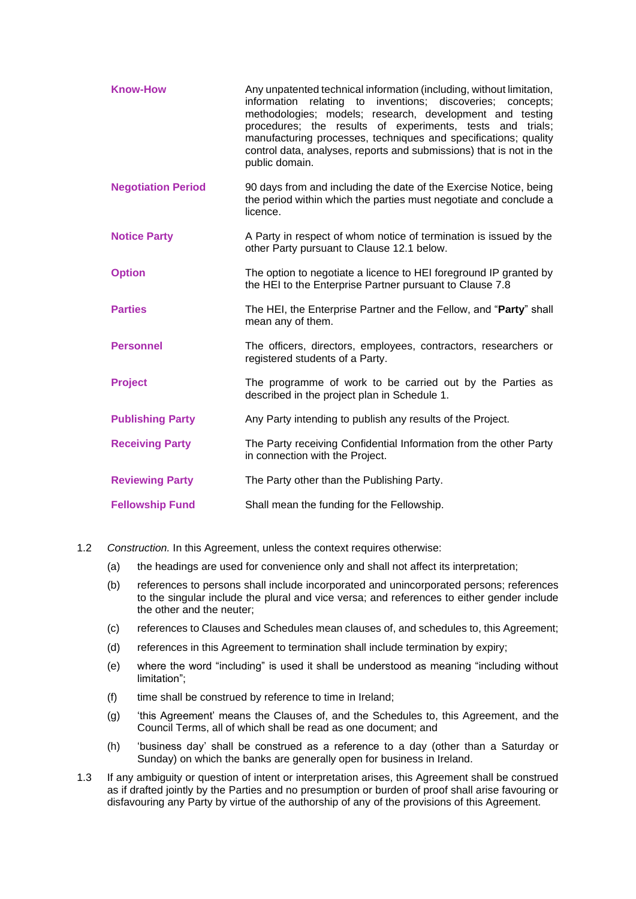| | |
|---|---|
| **Know-How** | Any unpatented technical information (including, without limitation, information relating to inventions; discoveries; concepts; methodologies; models; research, development and testing procedures; the results of experiments, tests and trials; manufacturing processes, techniques and specifications; quality control data, analyses, reports and submissions) that is not in the public domain. |
| **Negotiation Period** | 90 days from and including the date of the Exercise Notice, being the period within which the parties must negotiate and conclude a licence. |
| **Notice Party** | A Party in respect of whom notice of termination is issued by the other Party pursuant to Clause 12.1 below. |
| **Option** | The option to negotiate a licence to HEI foreground IP granted by the HEI to the Enterprise Partner pursuant to Clause 7.8 |
| **Parties** | The HEI, the Enterprise Partner and the Fellow, and "**Party**" shall mean any of them. |
| **Personnel** | The officers, directors, employees, contractors, researchers or registered students of a Party. |
| **Project** | The programme of work to be carried out by the Parties as described in the project plan in Schedule 1. |
| **Publishing Party** | Any Party intending to publish any results of the Project. |
| **Receiving Party** | The Party receiving Confidential Information from the other Party in connection with the Project. |
| **Reviewing Party** | The Party other than the Publishing Party. |
| **Fellowship Fund** | Shall mean the funding for the Fellowship. |

1.2 *Construction.* In this Agreement, unless the context requires otherwise:

(a) the headings are used for convenience only and shall not affect its interpretation;

(b) references to persons shall include incorporated and unincorporated persons; references to the singular include the plural and vice versa; and references to either gender include the other and the neuter;

(c) references to Clauses and Schedules mean clauses of, and schedules to, this Agreement;

(d) references in this Agreement to termination shall include termination by expiry;

(e) where the word "including" is used it shall be understood as meaning "including without limitation";

(f) time shall be construed by reference to time in Ireland;

(g) 'this Agreement' means the Clauses of, and the Schedules to, this Agreement, and the Council Terms, all of which shall be read as one document; and

(h) 'business day' shall be construed as a reference to a day (other than a Saturday or Sunday) on which the banks are generally open for business in Ireland.

1.3 If any ambiguity or question of intent or interpretation arises, this Agreement shall be construed as if drafted jointly by the Parties and no presumption or burden of proof shall arise favouring or disfavouring any Party by virtue of the authorship of any of the provisions of this Agreement.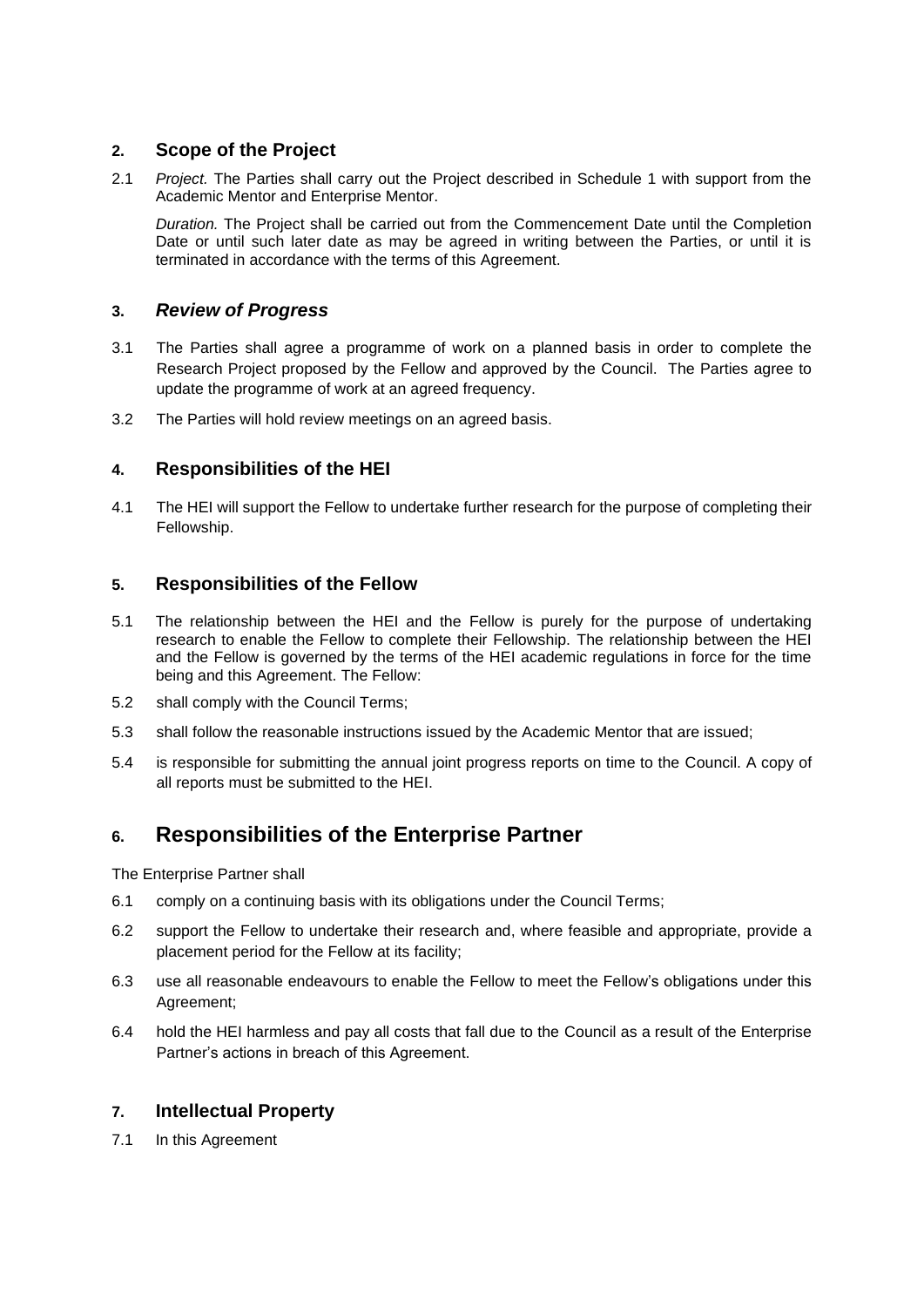## 2. Scope of the Project

2.1 *Project.* The Parties shall carry out the Project described in Schedule 1 with support from the Academic Mentor and Enterprise Mentor.

*Duration.* The Project shall be carried out from the Commencement Date until the Completion Date or until such later date as may be agreed in writing between the Parties, or until it is terminated in accordance with the terms of this Agreement.

## 3. *Review of Progress*

3.1 The Parties shall agree a programme of work on a planned basis in order to complete the Research Project proposed by the Fellow and approved by the Council. The Parties agree to update the programme of work at an agreed frequency.

3.2 The Parties will hold review meetings on an agreed basis.

## 4. Responsibilities of the HEI

4.1 The HEI will support the Fellow to undertake further research for the purpose of completing their Fellowship.

## 5. Responsibilities of the Fellow

5.1 The relationship between the HEI and the Fellow is purely for the purpose of undertaking research to enable the Fellow to complete their Fellowship. The relationship between the HEI and the Fellow is governed by the terms of the HEI academic regulations in force for the time being and this Agreement. The Fellow:

5.2 shall comply with the Council Terms;

5.3 shall follow the reasonable instructions issued by the Academic Mentor that are issued;

5.4 is responsible for submitting the annual joint progress reports on time to the Council. A copy of all reports must be submitted to the HEI.

# 6. Responsibilities of the Enterprise Partner

The Enterprise Partner shall

6.1 comply on a continuing basis with its obligations under the Council Terms;

6.2 support the Fellow to undertake their research and, where feasible and appropriate, provide a placement period for the Fellow at its facility;

6.3 use all reasonable endeavours to enable the Fellow to meet the Fellow's obligations under this Agreement;

6.4 hold the HEI harmless and pay all costs that fall due to the Council as a result of the Enterprise Partner's actions in breach of this Agreement.

## 7. Intellectual Property

7.1 In this Agreement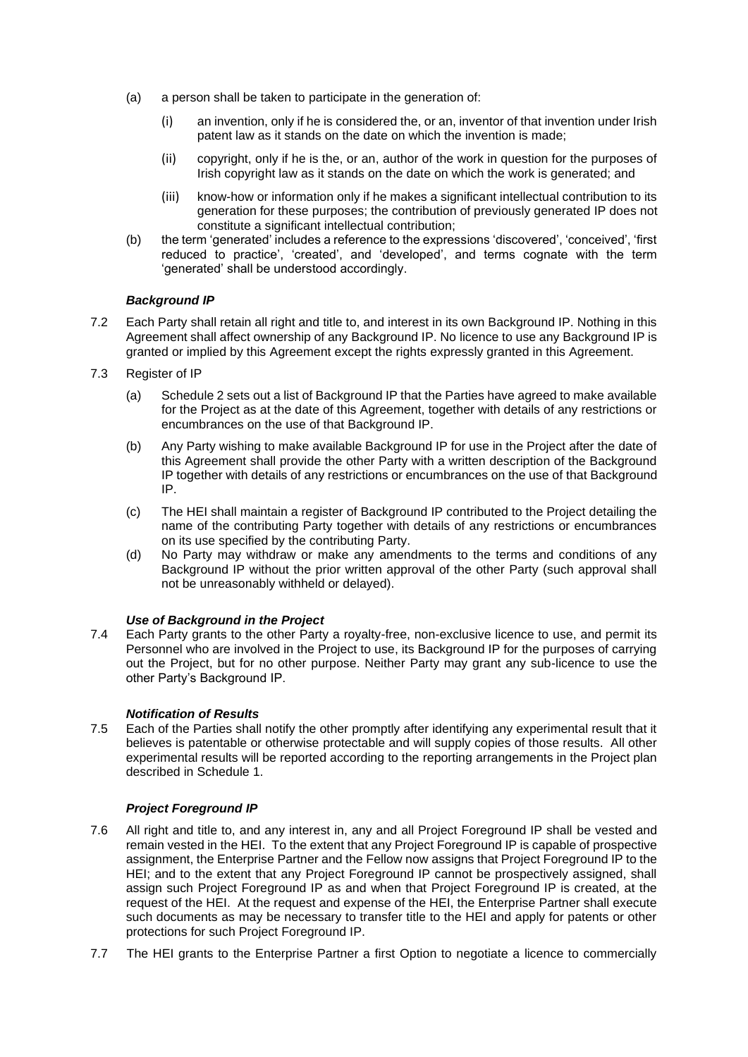(a) a person shall be taken to participate in the generation of:

  (i) an invention, only if he is considered the, or an, inventor of that invention under Irish patent law as it stands on the date on which the invention is made;

  (ii) copyright, only if he is the, or an, author of the work in question for the purposes of Irish copyright law as it stands on the date on which the work is generated; and

  (iii) know-how or information only if he makes a significant intellectual contribution to its generation for these purposes; the contribution of previously generated IP does not constitute a significant intellectual contribution;

(b) the term 'generated' includes a reference to the expressions 'discovered', 'conceived', 'first reduced to practice', 'created', and 'developed', and terms cognate with the term 'generated' shall be understood accordingly.

***Background IP***

7.2 Each Party shall retain all right and title to, and interest in its own Background IP. Nothing in this Agreement shall affect ownership of any Background IP. No licence to use any Background IP is granted or implied by this Agreement except the rights expressly granted in this Agreement.

7.3 Register of IP

(a) Schedule 2 sets out a list of Background IP that the Parties have agreed to make available for the Project as at the date of this Agreement, together with details of any restrictions or encumbrances on the use of that Background IP.

(b) Any Party wishing to make available Background IP for use in the Project after the date of this Agreement shall provide the other Party with a written description of the Background IP together with details of any restrictions or encumbrances on the use of that Background IP.

(c) The HEI shall maintain a register of Background IP contributed to the Project detailing the name of the contributing Party together with details of any restrictions or encumbrances on its use specified by the contributing Party.

(d) No Party may withdraw or make any amendments to the terms and conditions of any Background IP without the prior written approval of the other Party (such approval shall not be unreasonably withheld or delayed).

***Use of Background in the Project***

7.4 Each Party grants to the other Party a royalty-free, non-exclusive licence to use, and permit its Personnel who are involved in the Project to use, its Background IP for the purposes of carrying out the Project, but for no other purpose. Neither Party may grant any sub-licence to use the other Party's Background IP.

***Notification of Results***

7.5 Each of the Parties shall notify the other promptly after identifying any experimental result that it believes is patentable or otherwise protectable and will supply copies of those results. All other experimental results will be reported according to the reporting arrangements in the Project plan described in Schedule 1.

***Project Foreground IP***

7.6 All right and title to, and any interest in, any and all Project Foreground IP shall be vested and remain vested in the HEI. To the extent that any Project Foreground IP is capable of prospective assignment, the Enterprise Partner and the Fellow now assigns that Project Foreground IP to the HEI; and to the extent that any Project Foreground IP cannot be prospectively assigned, shall assign such Project Foreground IP as and when that Project Foreground IP is created, at the request of the HEI. At the request and expense of the HEI, the Enterprise Partner shall execute such documents as may be necessary to transfer title to the HEI and apply for patents or other protections for such Project Foreground IP.

7.7 The HEI grants to the Enterprise Partner a first Option to negotiate a licence to commercially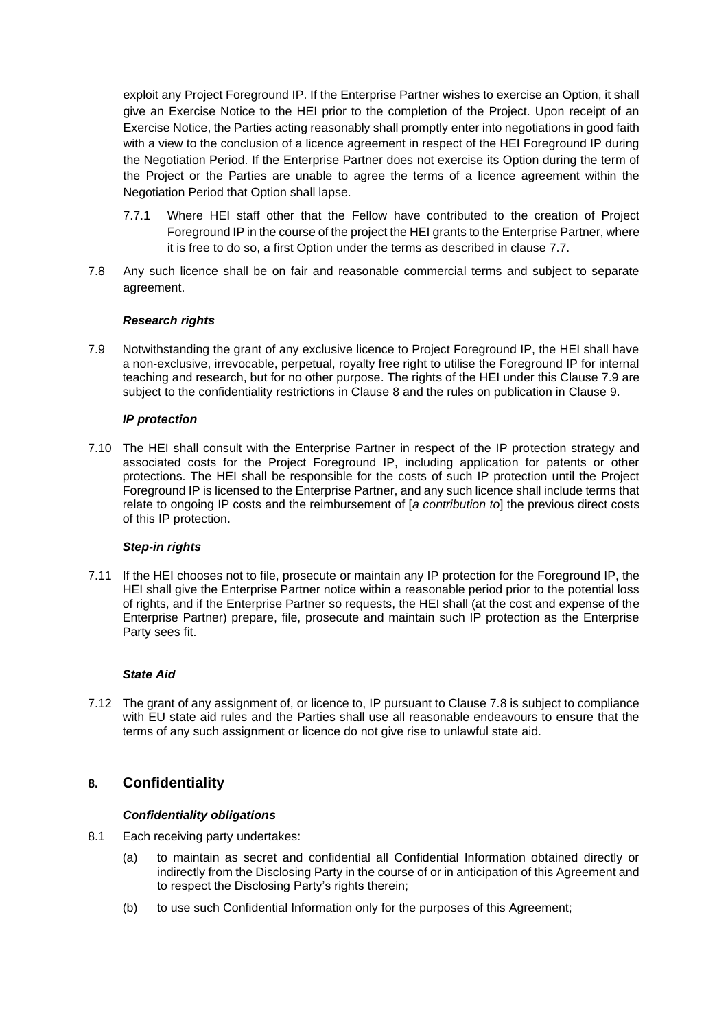exploit any Project Foreground IP. If the Enterprise Partner wishes to exercise an Option, it shall give an Exercise Notice to the HEI prior to the completion of the Project. Upon receipt of an Exercise Notice, the Parties acting reasonably shall promptly enter into negotiations in good faith with a view to the conclusion of a licence agreement in respect of the HEI Foreground IP during the Negotiation Period. If the Enterprise Partner does not exercise its Option during the term of the Project or the Parties are unable to agree the terms of a licence agreement within the Negotiation Period that Option shall lapse.

7.7.1 Where HEI staff other that the Fellow have contributed to the creation of Project Foreground IP in the course of the project the HEI grants to the Enterprise Partner, where it is free to do so, a first Option under the terms as described in clause 7.7.

7.8 Any such licence shall be on fair and reasonable commercial terms and subject to separate agreement.

***Research rights***

7.9 Notwithstanding the grant of any exclusive licence to Project Foreground IP, the HEI shall have a non-exclusive, irrevocable, perpetual, royalty free right to utilise the Foreground IP for internal teaching and research, but for no other purpose. The rights of the HEI under this Clause 7.9 are subject to the confidentiality restrictions in Clause 8 and the rules on publication in Clause 9.

***IP protection***

7.10 The HEI shall consult with the Enterprise Partner in respect of the IP protection strategy and associated costs for the Project Foreground IP, including application for patents or other protections. The HEI shall be responsible for the costs of such IP protection until the Project Foreground IP is licensed to the Enterprise Partner, and any such licence shall include terms that relate to ongoing IP costs and the reimbursement of [*a contribution to*] the previous direct costs of this IP protection.

***Step-in rights***

7.11 If the HEI chooses not to file, prosecute or maintain any IP protection for the Foreground IP, the HEI shall give the Enterprise Partner notice within a reasonable period prior to the potential loss of rights, and if the Enterprise Partner so requests, the HEI shall (at the cost and expense of the Enterprise Partner) prepare, file, prosecute and maintain such IP protection as the Enterprise Party sees fit.

***State Aid***

7.12 The grant of any assignment of, or licence to, IP pursuant to Clause 7.8 is subject to compliance with EU state aid rules and the Parties shall use all reasonable endeavours to ensure that the terms of any such assignment or licence do not give rise to unlawful state aid.

## 8. Confidentiality

***Confidentiality obligations***

8.1 Each receiving party undertakes:

(a) to maintain as secret and confidential all Confidential Information obtained directly or indirectly from the Disclosing Party in the course of or in anticipation of this Agreement and to respect the Disclosing Party's rights therein;

(b) to use such Confidential Information only for the purposes of this Agreement;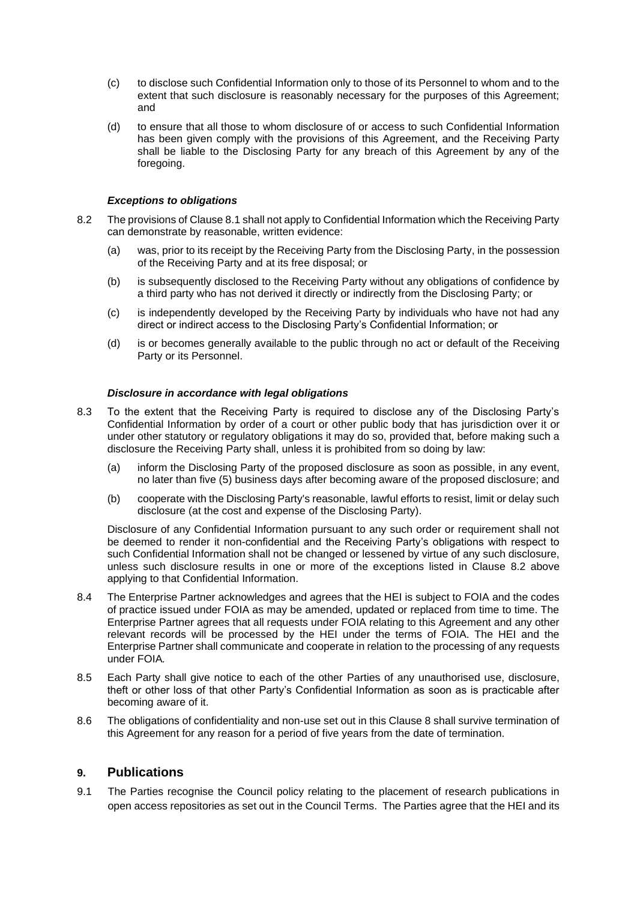(c) to disclose such Confidential Information only to those of its Personnel to whom and to the extent that such disclosure is reasonably necessary for the purposes of this Agreement; and

(d) to ensure that all those to whom disclosure of or access to such Confidential Information has been given comply with the provisions of this Agreement, and the Receiving Party shall be liable to the Disclosing Party for any breach of this Agreement by any of the foregoing.

***Exceptions to obligations***

8.2 The provisions of Clause 8.1 shall not apply to Confidential Information which the Receiving Party can demonstrate by reasonable, written evidence:

(a) was, prior to its receipt by the Receiving Party from the Disclosing Party, in the possession of the Receiving Party and at its free disposal; or

(b) is subsequently disclosed to the Receiving Party without any obligations of confidence by a third party who has not derived it directly or indirectly from the Disclosing Party; or

(c) is independently developed by the Receiving Party by individuals who have not had any direct or indirect access to the Disclosing Party's Confidential Information; or

(d) is or becomes generally available to the public through no act or default of the Receiving Party or its Personnel.

***Disclosure in accordance with legal obligations***

8.3 To the extent that the Receiving Party is required to disclose any of the Disclosing Party's Confidential Information by order of a court or other public body that has jurisdiction over it or under other statutory or regulatory obligations it may do so, provided that, before making such a disclosure the Receiving Party shall, unless it is prohibited from so doing by law:

(a) inform the Disclosing Party of the proposed disclosure as soon as possible, in any event, no later than five (5) business days after becoming aware of the proposed disclosure; and

(b) cooperate with the Disclosing Party's reasonable, lawful efforts to resist, limit or delay such disclosure (at the cost and expense of the Disclosing Party).

Disclosure of any Confidential Information pursuant to any such order or requirement shall not be deemed to render it non-confidential and the Receiving Party's obligations with respect to such Confidential Information shall not be changed or lessened by virtue of any such disclosure, unless such disclosure results in one or more of the exceptions listed in Clause 8.2 above applying to that Confidential Information.

8.4 The Enterprise Partner acknowledges and agrees that the HEI is subject to FOIA and the codes of practice issued under FOIA as may be amended, updated or replaced from time to time. The Enterprise Partner agrees that all requests under FOIA relating to this Agreement and any other relevant records will be processed by the HEI under the terms of FOIA. The HEI and the Enterprise Partner shall communicate and cooperate in relation to the processing of any requests under FOIA.

8.5 Each Party shall give notice to each of the other Parties of any unauthorised use, disclosure, theft or other loss of that other Party's Confidential Information as soon as is practicable after becoming aware of it.

8.6 The obligations of confidentiality and non-use set out in this Clause 8 shall survive termination of this Agreement for any reason for a period of five years from the date of termination.

## 9. Publications

9.1 The Parties recognise the Council policy relating to the placement of research publications in open access repositories as set out in the Council Terms. The Parties agree that the HEI and its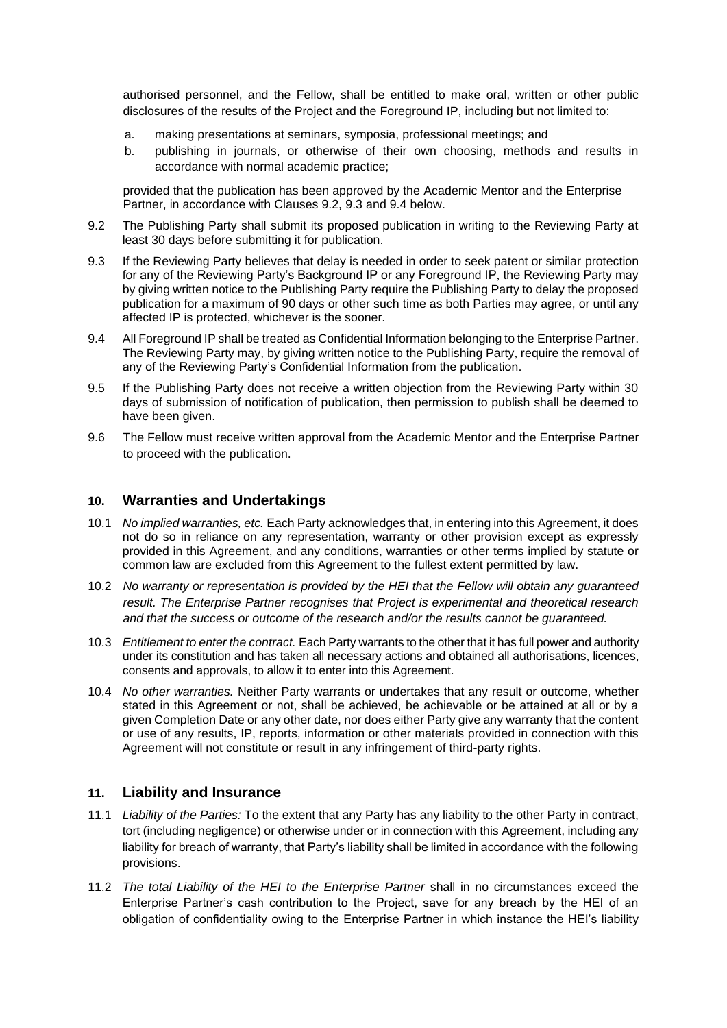authorised personnel, and the Fellow, shall be entitled to make oral, written or other public disclosures of the results of the Project and the Foreground IP, including but not limited to:

a. making presentations at seminars, symposia, professional meetings; and
b. publishing in journals, or otherwise of their own choosing, methods and results in accordance with normal academic practice;

provided that the publication has been approved by the Academic Mentor and the Enterprise Partner, in accordance with Clauses 9.2, 9.3 and 9.4 below.

9.2 The Publishing Party shall submit its proposed publication in writing to the Reviewing Party at least 30 days before submitting it for publication.

9.3 If the Reviewing Party believes that delay is needed in order to seek patent or similar protection for any of the Reviewing Party's Background IP or any Foreground IP, the Reviewing Party may by giving written notice to the Publishing Party require the Publishing Party to delay the proposed publication for a maximum of 90 days or other such time as both Parties may agree, or until any affected IP is protected, whichever is the sooner.

9.4 All Foreground IP shall be treated as Confidential Information belonging to the Enterprise Partner. The Reviewing Party may, by giving written notice to the Publishing Party, require the removal of any of the Reviewing Party's Confidential Information from the publication.

9.5 If the Publishing Party does not receive a written objection from the Reviewing Party within 30 days of submission of notification of publication, then permission to publish shall be deemed to have been given.

9.6 The Fellow must receive written approval from the Academic Mentor and the Enterprise Partner to proceed with the publication.

## 10. Warranties and Undertakings

10.1 *No implied warranties, etc.* Each Party acknowledges that, in entering into this Agreement, it does not do so in reliance on any representation, warranty or other provision except as expressly provided in this Agreement, and any conditions, warranties or other terms implied by statute or common law are excluded from this Agreement to the fullest extent permitted by law.

10.2 *No warranty or representation is provided by the HEI that the Fellow will obtain any guaranteed result. The Enterprise Partner recognises that Project is experimental and theoretical research and that the success or outcome of the research and/or the results cannot be guaranteed.*

10.3 *Entitlement to enter the contract.* Each Party warrants to the other that it has full power and authority under its constitution and has taken all necessary actions and obtained all authorisations, licences, consents and approvals, to allow it to enter into this Agreement.

10.4 *No other warranties.* Neither Party warrants or undertakes that any result or outcome, whether stated in this Agreement or not, shall be achieved, be achievable or be attained at all or by a given Completion Date or any other date, nor does either Party give any warranty that the content or use of any results, IP, reports, information or other materials provided in connection with this Agreement will not constitute or result in any infringement of third-party rights.

## 11. Liability and Insurance

11.1 *Liability of the Parties:* To the extent that any Party has any liability to the other Party in contract, tort (including negligence) or otherwise under or in connection with this Agreement, including any liability for breach of warranty, that Party's liability shall be limited in accordance with the following provisions.

11.2 *The total Liability of the HEI to the Enterprise Partner* shall in no circumstances exceed the Enterprise Partner's cash contribution to the Project, save for any breach by the HEI of an obligation of confidentiality owing to the Enterprise Partner in which instance the HEI's liability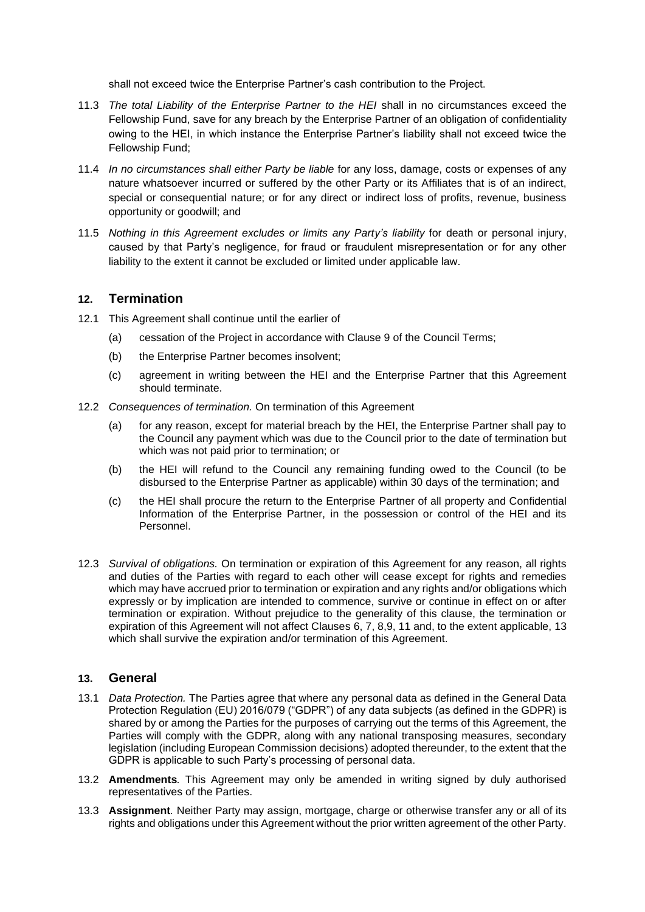shall not exceed twice the Enterprise Partner's cash contribution to the Project.

11.3 *The total Liability of the Enterprise Partner to the HEI* shall in no circumstances exceed the Fellowship Fund, save for any breach by the Enterprise Partner of an obligation of confidentiality owing to the HEI, in which instance the Enterprise Partner's liability shall not exceed twice the Fellowship Fund;

11.4 *In no circumstances shall either Party be liable* for any loss, damage, costs or expenses of any nature whatsoever incurred or suffered by the other Party or its Affiliates that is of an indirect, special or consequential nature; or for any direct or indirect loss of profits, revenue, business opportunity or goodwill; and

11.5 *Nothing in this Agreement excludes or limits any Party's liability* for death or personal injury, caused by that Party's negligence, for fraud or fraudulent misrepresentation or for any other liability to the extent it cannot be excluded or limited under applicable law.

## 12. Termination

12.1 This Agreement shall continue until the earlier of

(a) cessation of the Project in accordance with Clause 9 of the Council Terms;

(b) the Enterprise Partner becomes insolvent;

(c) agreement in writing between the HEI and the Enterprise Partner that this Agreement should terminate.

12.2 *Consequences of termination.* On termination of this Agreement

(a) for any reason, except for material breach by the HEI, the Enterprise Partner shall pay to the Council any payment which was due to the Council prior to the date of termination but which was not paid prior to termination; or

(b) the HEI will refund to the Council any remaining funding owed to the Council (to be disbursed to the Enterprise Partner as applicable) within 30 days of the termination; and

(c) the HEI shall procure the return to the Enterprise Partner of all property and Confidential Information of the Enterprise Partner, in the possession or control of the HEI and its Personnel.

12.3 *Survival of obligations.* On termination or expiration of this Agreement for any reason, all rights and duties of the Parties with regard to each other will cease except for rights and remedies which may have accrued prior to termination or expiration and any rights and/or obligations which expressly or by implication are intended to commence, survive or continue in effect on or after termination or expiration. Without prejudice to the generality of this clause, the termination or expiration of this Agreement will not affect Clauses 6, 7, 8,9, 11 and, to the extent applicable, 13 which shall survive the expiration and/or termination of this Agreement.

## 13. General

13.1 *Data Protection.* The Parties agree that where any personal data as defined in the General Data Protection Regulation (EU) 2016/079 ("GDPR") of any data subjects (as defined in the GDPR) is shared by or among the Parties for the purposes of carrying out the terms of this Agreement, the Parties will comply with the GDPR, along with any national transposing measures, secondary legislation (including European Commission decisions) adopted thereunder, to the extent that the GDPR is applicable to such Party's processing of personal data.

13.2 **Amendments***.* This Agreement may only be amended in writing signed by duly authorised representatives of the Parties.

13.3 **Assignment***.* Neither Party may assign, mortgage, charge or otherwise transfer any or all of its rights and obligations under this Agreement without the prior written agreement of the other Party.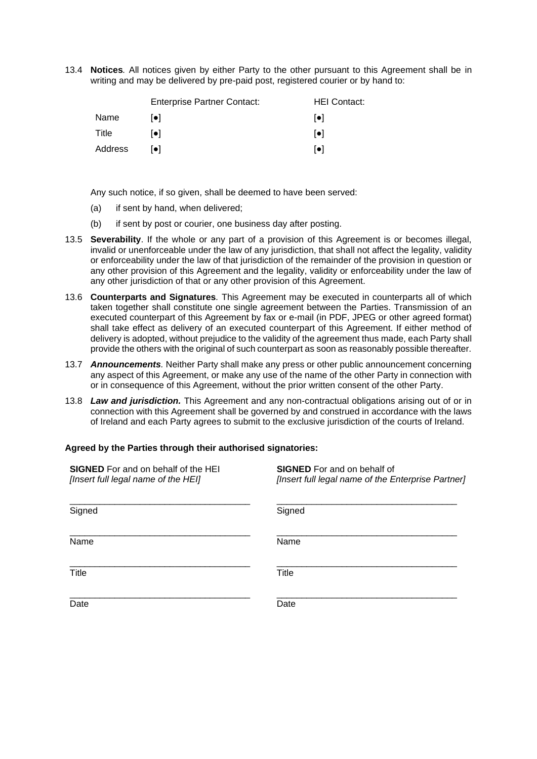13.4 **Notices**. All notices given by either Party to the other pursuant to this Agreement shall be in writing and may be delivered by pre-paid post, registered courier or by hand to:

| | Enterprise Partner Contact: | HEI Contact: |
|---|---|---|
| Name | [●] | [●] |
| Title | [●] | [●] |
| Address | [●] | [●] |

Any such notice, if so given, shall be deemed to have been served:

(a) if sent by hand, when delivered;

(b) if sent by post or courier, one business day after posting.

13.5 **Severability**. If the whole or any part of a provision of this Agreement is or becomes illegal, invalid or unenforceable under the law of any jurisdiction, that shall not affect the legality, validity or enforceability under the law of that jurisdiction of the remainder of the provision in question or any other provision of this Agreement and the legality, validity or enforceability under the law of any other jurisdiction of that or any other provision of this Agreement.

13.6 **Counterparts and Signatures**. This Agreement may be executed in counterparts all of which taken together shall constitute one single agreement between the Parties. Transmission of an executed counterpart of this Agreement by fax or e-mail (in PDF, JPEG or other agreed format) shall take effect as delivery of an executed counterpart of this Agreement. If either method of delivery is adopted, without prejudice to the validity of the agreement thus made, each Party shall provide the others with the original of such counterpart as soon as reasonably possible thereafter.

13.7 ***Announcements***. Neither Party shall make any press or other public announcement concerning any aspect of this Agreement, or make any use of the name of the other Party in connection with or in consequence of this Agreement, without the prior written consent of the other Party.

13.8 ***Law and jurisdiction.*** This Agreement and any non-contractual obligations arising out of or in connection with this Agreement shall be governed by and construed in accordance with the laws of Ireland and each Party agrees to submit to the exclusive jurisdiction of the courts of Ireland.

**Agreed by the Parties through their authorised signatories:**

| **SIGNED** For and on behalf of the HEI *[Insert full legal name of the HEI]* | **SIGNED** For and on behalf of *[Insert full legal name of the Enterprise Partner]* |
|---|---|
| ___________________________________ Signed | ___________________________________ Signed |
| ___________________________________ Name | ___________________________________ Name |
| ___________________________________ Title | ___________________________________ Title |
| ___________________________________ Date | ___________________________________ Date |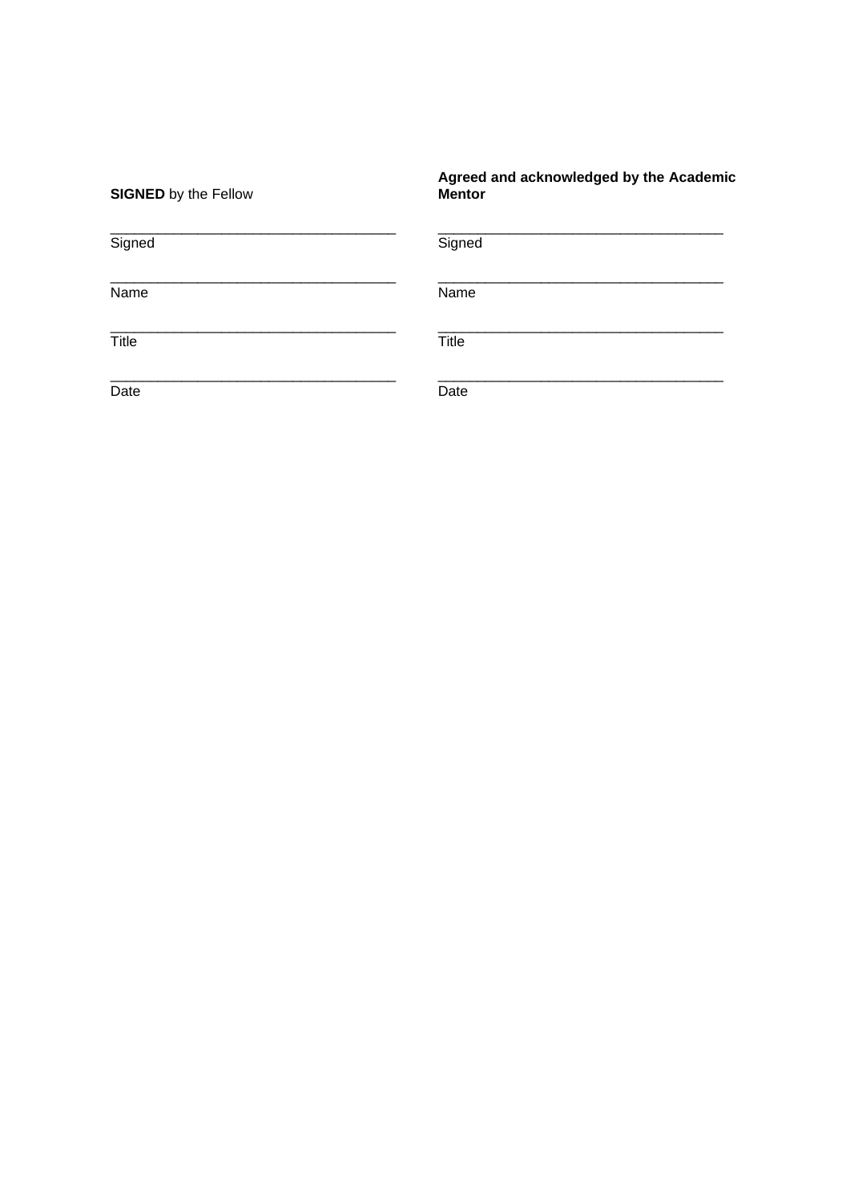| **SIGNED** by the Fellow | **Agreed and acknowledged by the Academic Mentor** |
| --- | --- |
| ___________________________________ | ___________________________________ |
| Signed | Signed |
| ___________________________________ | ___________________________________ |
| Name | Name |
| ___________________________________ | ___________________________________ |
| Title | Title |
| ___________________________________ | ___________________________________ |
| Date | Date |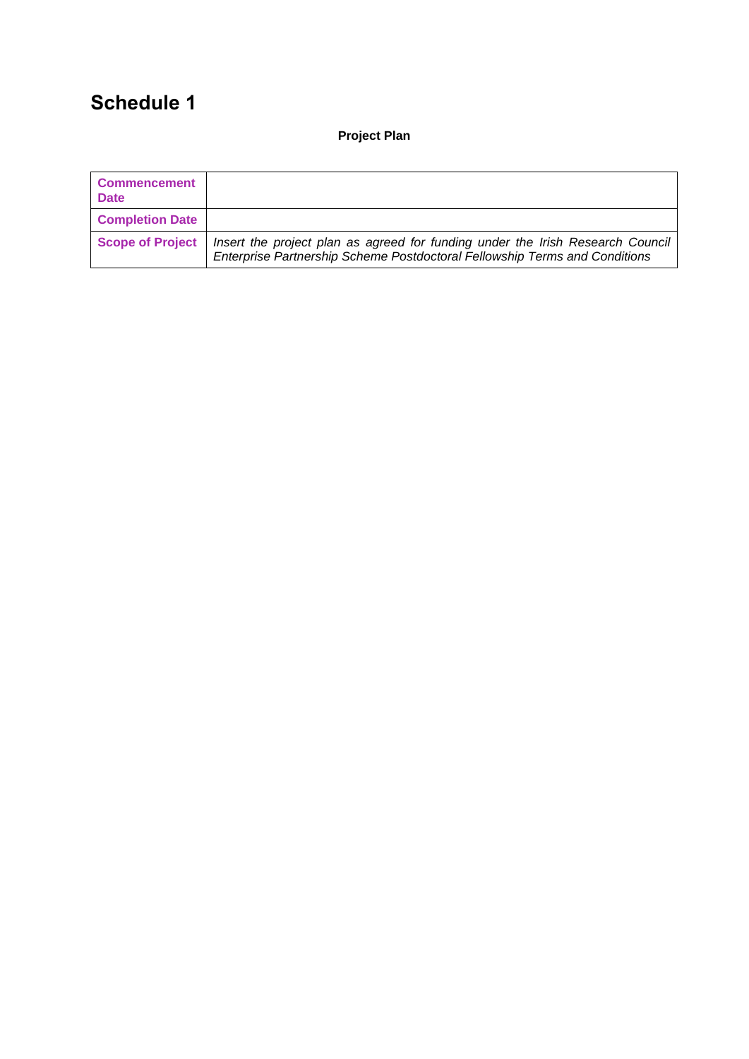# Schedule 1

**Project Plan**

| **Commencement Date** | |
|---|---|
| **Completion Date** | |
| **Scope of Project** | *Insert the project plan as agreed for funding under the Irish Research Council Enterprise Partnership Scheme Postdoctoral Fellowship Terms and Conditions* |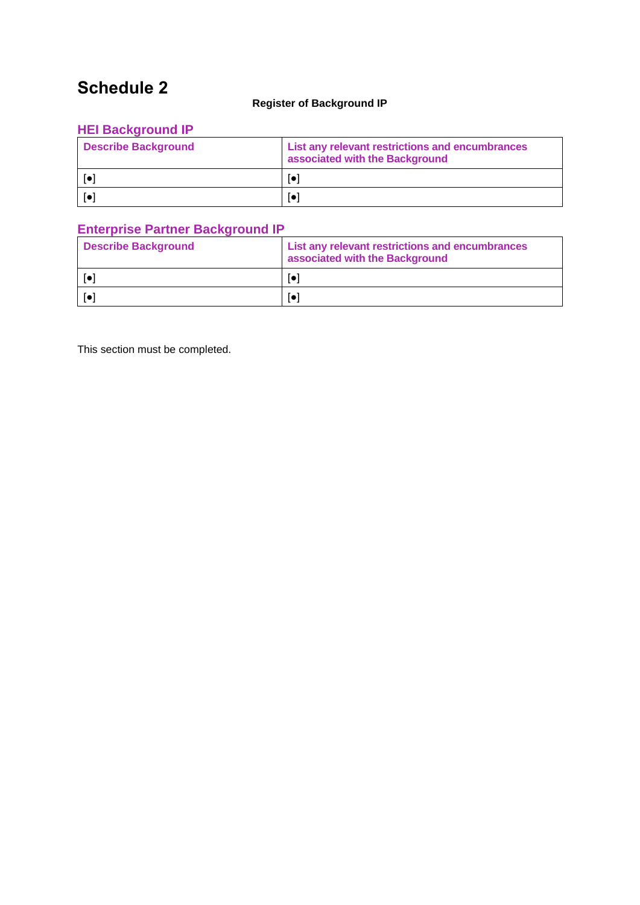# Schedule 2

**Register of Background IP**

## HEI Background IP

| Describe Background | List any relevant restrictions and encumbrances associated with the Background |
|---|---|
| [●] | [●] |
| [●] | [●] |

## Enterprise Partner Background IP

| Describe Background | List any relevant restrictions and encumbrances associated with the Background |
|---|---|
| [●] | [●] |
| [●] | [●] |

This section must be completed.